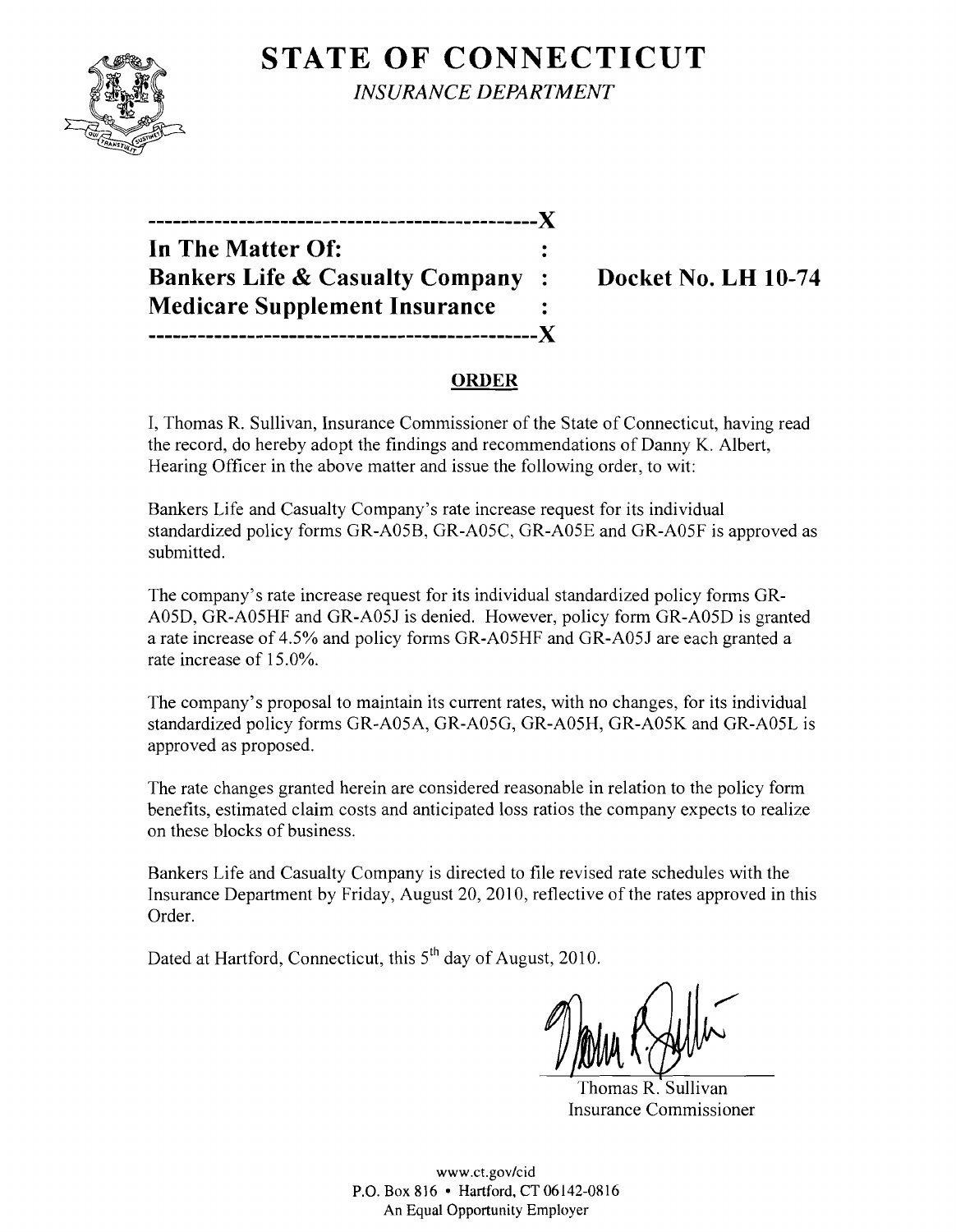# STATE OF CONNECTICUT

*INSURANCE DEPARTMENT*

---

**In The Matter Of:**
**Bankers Life & Casualty Company** : **Docket No. LH 10-74**
**Medicare Supplement Insurance**

---

## ORDER

I, Thomas R. Sullivan, Insurance Commissioner of the State of Connecticut, having read the record, do hereby adopt the findings and recommendations of Danny K. Albert, Hearing Officer in the above matter and issue the following order, to wit:

Bankers Life and Casualty Company's rate increase request for its individual standardized policy forms GR-A05B, GR-A05C, GR-A05E and GR-A05F is approved as submitted.

The company's rate increase request for its individual standardized policy forms GR-A05D, GR-A05HF and GR-A05J is denied. However, policy form GR-A05D is granted a rate increase of 4.5% and policy forms GR-A05HF and GR-A05J are each granted a rate increase of 15.0%.

The company's proposal to maintain its current rates, with no changes, for its individual standardized policy forms GR-A05A, GR-A05G, GR-A05H, GR-A05K and GR-A05L is approved as proposed.

The rate changes granted herein are considered reasonable in relation to the policy form benefits, estimated claim costs and anticipated loss ratios the company expects to realize on these blocks of business.

Bankers Life and Casualty Company is directed to file revised rate schedules with the Insurance Department by Friday, August 20, 2010, reflective of the rates approved in this Order.

Dated at Hartford, Connecticut, this 5th day of August, 2010.

Thomas R. Sullivan
Insurance Commissioner

www.ct.gov/cid
P.O. Box 816 • Hartford, CT 06142-0816
An Equal Opportunity Employer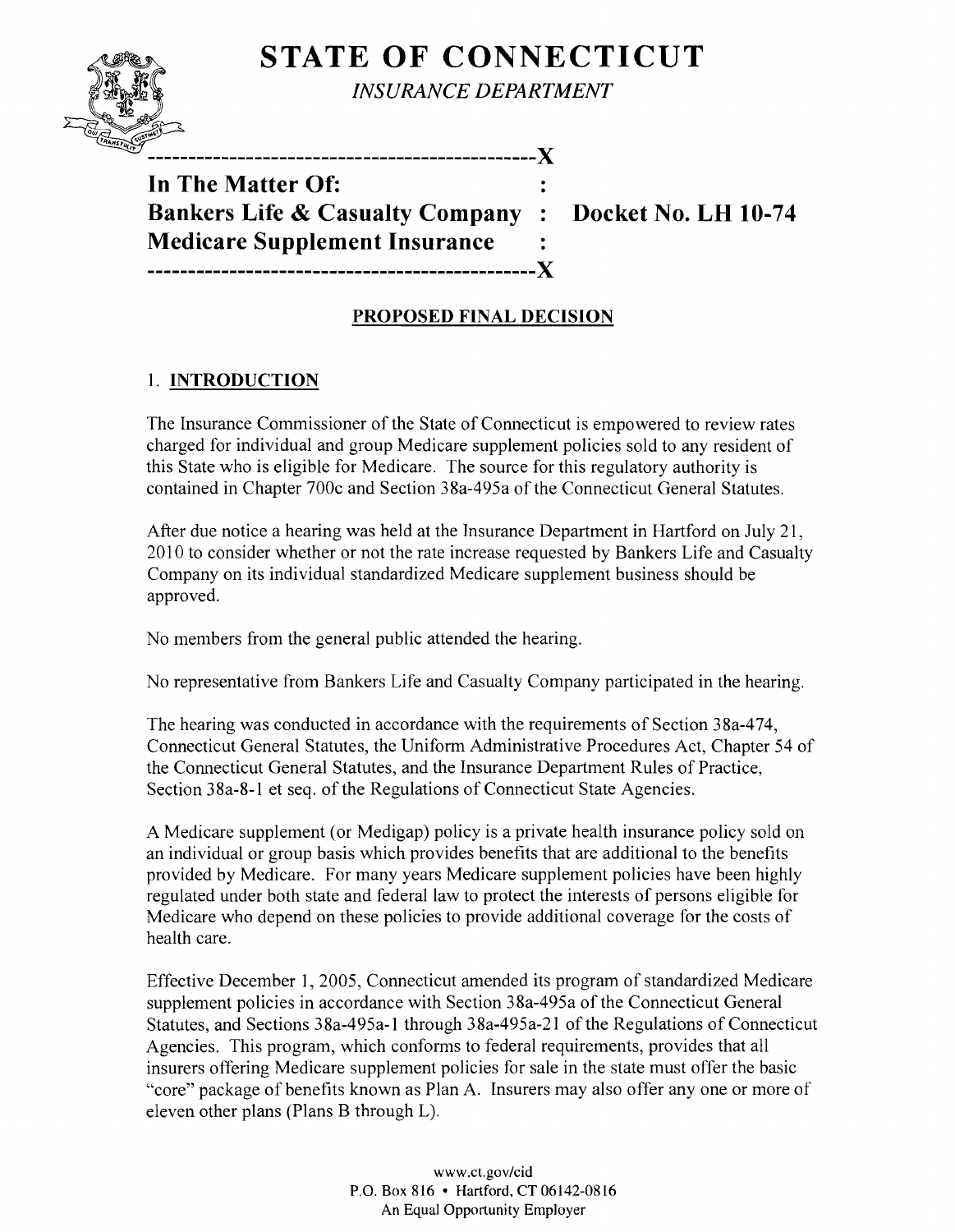# STATE OF CONNECTICUT

*INSURANCE DEPARTMENT*

---------------------------------------------X

**In The Matter Of:** :
**Bankers Life & Casualty Company** : **Docket No. LH 10-74**
**Medicare Supplement Insurance** :

---------------------------------------------X

## PROPOSED FINAL DECISION

### 1. INTRODUCTION

The Insurance Commissioner of the State of Connecticut is empowered to review rates charged for individual and group Medicare supplement policies sold to any resident of this State who is eligible for Medicare. The source for this regulatory authority is contained in Chapter 700c and Section 38a-495a of the Connecticut General Statutes.

After due notice a hearing was held at the Insurance Department in Hartford on July 21, 2010 to consider whether or not the rate increase requested by Bankers Life and Casualty Company on its individual standardized Medicare supplement business should be approved.

No members from the general public attended the hearing.

No representative from Bankers Life and Casualty Company participated in the hearing.

The hearing was conducted in accordance with the requirements of Section 38a-474, Connecticut General Statutes, the Uniform Administrative Procedures Act, Chapter 54 of the Connecticut General Statutes, and the Insurance Department Rules of Practice, Section 38a-8-1 et seq. of the Regulations of Connecticut State Agencies.

A Medicare supplement (or Medigap) policy is a private health insurance policy sold on an individual or group basis which provides benefits that are additional to the benefits provided by Medicare. For many years Medicare supplement policies have been highly regulated under both state and federal law to protect the interests of persons eligible for Medicare who depend on these policies to provide additional coverage for the costs of health care.

Effective December 1, 2005, Connecticut amended its program of standardized Medicare supplement policies in accordance with Section 38a-495a of the Connecticut General Statutes, and Sections 38a-495a-1 through 38a-495a-21 of the Regulations of Connecticut Agencies. This program, which conforms to federal requirements, provides that all insurers offering Medicare supplement policies for sale in the state must offer the basic "core" package of benefits known as Plan A. Insurers may also offer any one or more of eleven other plans (Plans B through L).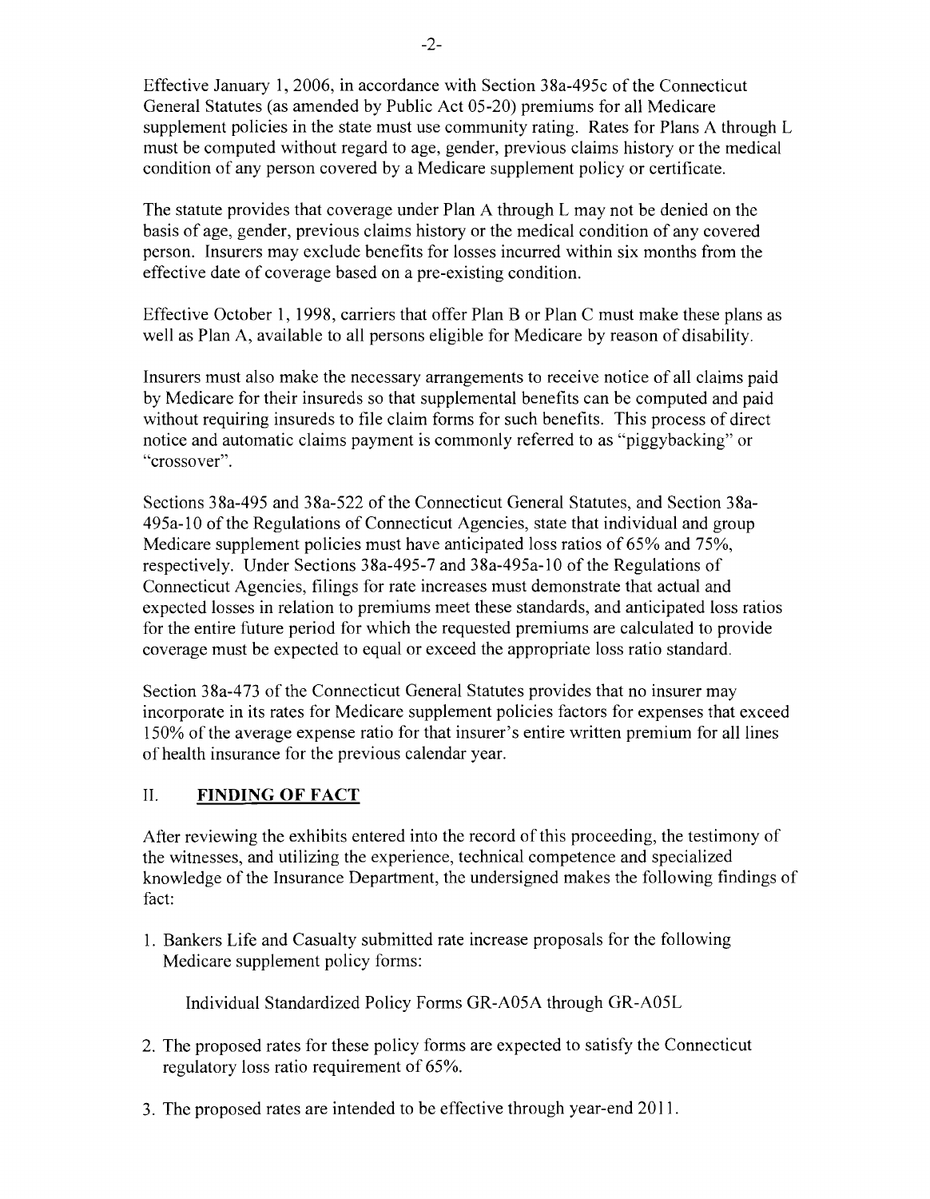Effective January 1, 2006, in accordance with Section 38a-495c of the Connecticut General Statutes (as amended by Public Act 05-20) premiums for all Medicare supplement policies in the state must use community rating. Rates for Plans A through L must be computed without regard to age, gender, previous claims history or the medical condition of any person covered by a Medicare supplement policy or certificate.

The statute provides that coverage under Plan A through L may not be denied on the basis of age, gender, previous claims history or the medical condition of any covered person. Insurers may exclude benefits for losses incurred within six months from the effective date of coverage based on a pre-existing condition.

Effective October 1, 1998, carriers that offer Plan B or Plan C must make these plans as well as Plan A, available to all persons eligible for Medicare by reason of disability.

Insurers must also make the necessary arrangements to receive notice of all claims paid by Medicare for their insureds so that supplemental benefits can be computed and paid without requiring insureds to file claim forms for such benefits. This process of direct notice and automatic claims payment is commonly referred to as "piggybacking" or "crossover".

Sections 38a-495 and 38a-522 of the Connecticut General Statutes, and Section 38a-495a-10 of the Regulations of Connecticut Agencies, state that individual and group Medicare supplement policies must have anticipated loss ratios of 65% and 75%, respectively. Under Sections 38a-495-7 and 38a-495a-10 of the Regulations of Connecticut Agencies, filings for rate increases must demonstrate that actual and expected losses in relation to premiums meet these standards, and anticipated loss ratios for the entire future period for which the requested premiums are calculated to provide coverage must be expected to equal or exceed the appropriate loss ratio standard.

Section 38a-473 of the Connecticut General Statutes provides that no insurer may incorporate in its rates for Medicare supplement policies factors for expenses that exceed 150% of the average expense ratio for that insurer's entire written premium for all lines of health insurance for the previous calendar year.

## II. **FINDING OF FACT**

After reviewing the exhibits entered into the record of this proceeding, the testimony of the witnesses, and utilizing the experience, technical competence and specialized knowledge of the Insurance Department, the undersigned makes the following findings of fact:

1. Bankers Life and Casualty submitted rate increase proposals for the following Medicare supplement policy forms:

   Individual Standardized Policy Forms GR-A05A through GR-A05L

2. The proposed rates for these policy forms are expected to satisfy the Connecticut regulatory loss ratio requirement of 65%.

3. The proposed rates are intended to be effective through year-end 2011.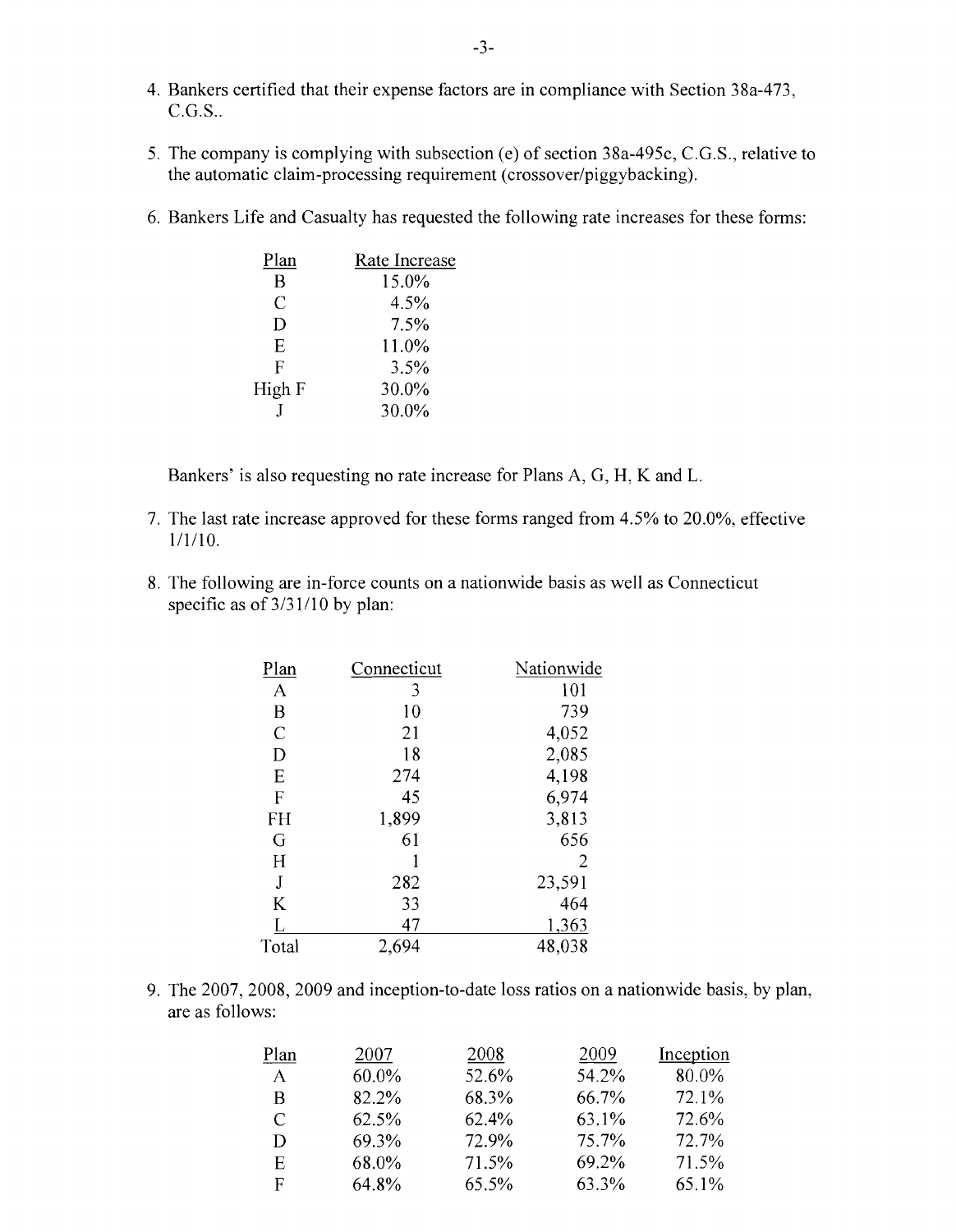4. Bankers certified that their expense factors are in compliance with Section 38a-473, C.G.S..

5. The company is complying with subsection (e) of section 38a-495c, C.G.S., relative to the automatic claim-processing requirement (crossover/piggybacking).

6. Bankers Life and Casualty has requested the following rate increases for these forms:

| Plan | Rate Increase |
|---|---|
| B | 15.0% |
| C | 4.5% |
| D | 7.5% |
| E | 11.0% |
| F | 3.5% |
| High F | 30.0% |
| J | 30.0% |

   Bankers' is also requesting no rate increase for Plans A, G, H, K and L.

7. The last rate increase approved for these forms ranged from 4.5% to 20.0%, effective 1/1/10.

8. The following are in-force counts on a nationwide basis as well as Connecticut specific as of 3/31/10 by plan:

| Plan | Connecticut | Nationwide |
|---|---|---|
| A | 3 | 101 |
| B | 10 | 739 |
| C | 21 | 4,052 |
| D | 18 | 2,085 |
| E | 274 | 4,198 |
| F | 45 | 6,974 |
| FH | 1,899 | 3,813 |
| G | 61 | 656 |
| H | 1 | 2 |
| J | 282 | 23,591 |
| K | 33 | 464 |
| L | 47 | 1,363 |
| Total | 2,694 | 48,038 |

9. The 2007, 2008, 2009 and inception-to-date loss ratios on a nationwide basis, by plan, are as follows:

| Plan | 2007 | 2008 | 2009 | Inception |
|---|---|---|---|---|
| A | 60.0% | 52.6% | 54.2% | 80.0% |
| B | 82.2% | 68.3% | 66.7% | 72.1% |
| C | 62.5% | 62.4% | 63.1% | 72.6% |
| D | 69.3% | 72.9% | 75.7% | 72.7% |
| E | 68.0% | 71.5% | 69.2% | 71.5% |
| F | 64.8% | 65.5% | 63.3% | 65.1% |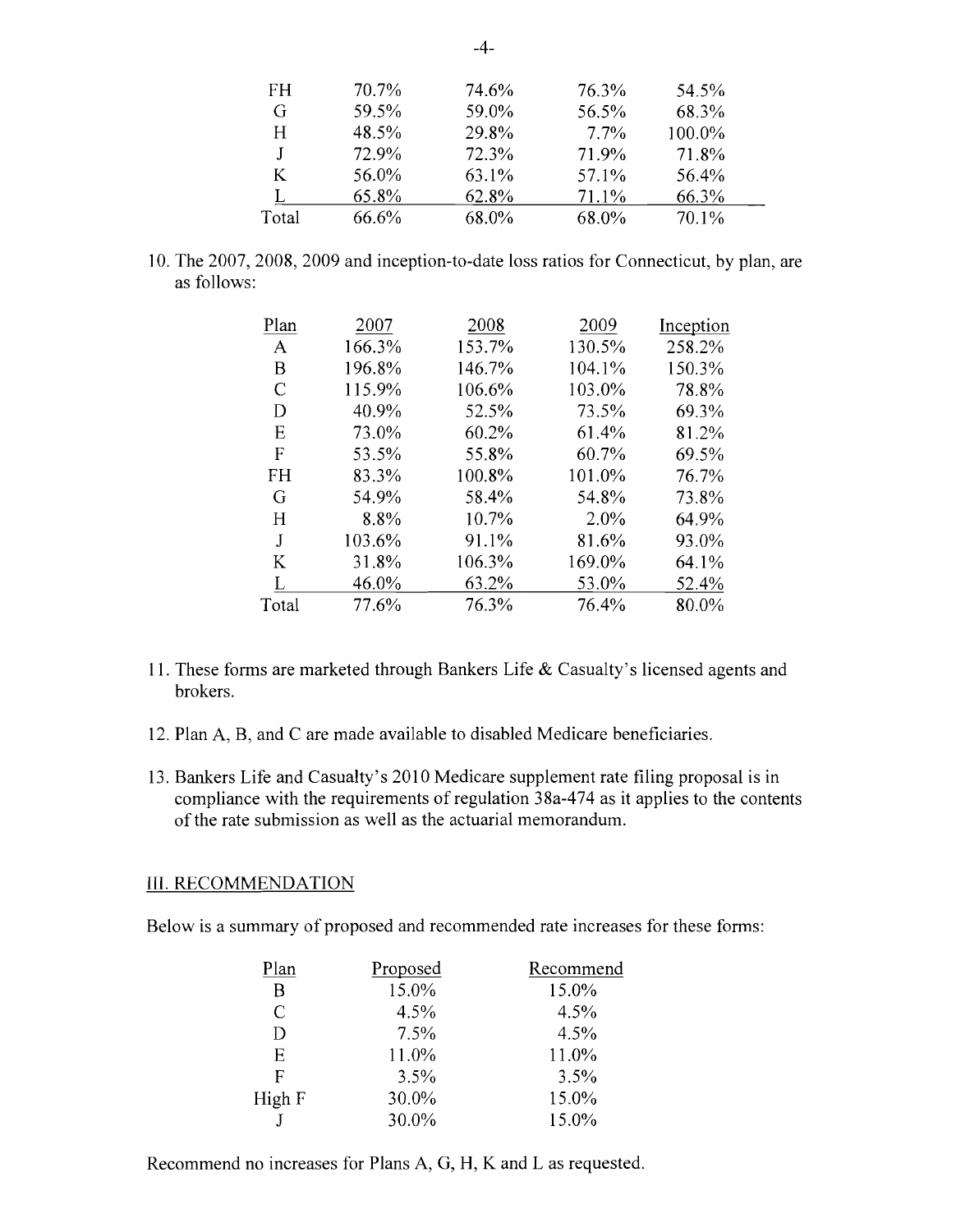| | | | | |
|---|---|---|---|---|
| FH | 70.7% | 74.6% | 76.3% | 54.5% |
| G | 59.5% | 59.0% | 56.5% | 68.3% |
| H | 48.5% | 29.8% | 7.7% | 100.0% |
| J | 72.9% | 72.3% | 71.9% | 71.8% |
| K | 56.0% | 63.1% | 57.1% | 56.4% |
| L | 65.8% | 62.8% | 71.1% | 66.3% |
| Total | 66.6% | 68.0% | 68.0% | 70.1% |

10. The 2007, 2008, 2009 and inception-to-date loss ratios for Connecticut, by plan, are as follows:

| Plan | 2007 | 2008 | 2009 | Inception |
|---|---|---|---|---|
| A | 166.3% | 153.7% | 130.5% | 258.2% |
| B | 196.8% | 146.7% | 104.1% | 150.3% |
| C | 115.9% | 106.6% | 103.0% | 78.8% |
| D | 40.9% | 52.5% | 73.5% | 69.3% |
| E | 73.0% | 60.2% | 61.4% | 81.2% |
| F | 53.5% | 55.8% | 60.7% | 69.5% |
| FH | 83.3% | 100.8% | 101.0% | 76.7% |
| G | 54.9% | 58.4% | 54.8% | 73.8% |
| H | 8.8% | 10.7% | 2.0% | 64.9% |
| J | 103.6% | 91.1% | 81.6% | 93.0% |
| K | 31.8% | 106.3% | 169.0% | 64.1% |
| L | 46.0% | 63.2% | 53.0% | 52.4% |
| Total | 77.6% | 76.3% | 76.4% | 80.0% |

11. These forms are marketed through Bankers Life & Casualty's licensed agents and brokers.

12. Plan A, B, and C are made available to disabled Medicare beneficiaries.

13. Bankers Life and Casualty's 2010 Medicare supplement rate filing proposal is in compliance with the requirements of regulation 38a-474 as it applies to the contents of the rate submission as well as the actuarial memorandum.

## III. RECOMMENDATION

Below is a summary of proposed and recommended rate increases for these forms:

| Plan | Proposed | Recommend |
|---|---|---|
| B | 15.0% | 15.0% |
| C | 4.5% | 4.5% |
| D | 7.5% | 4.5% |
| E | 11.0% | 11.0% |
| F | 3.5% | 3.5% |
| High F | 30.0% | 15.0% |
| J | 30.0% | 15.0% |

Recommend no increases for Plans A, G, H, K and L as requested.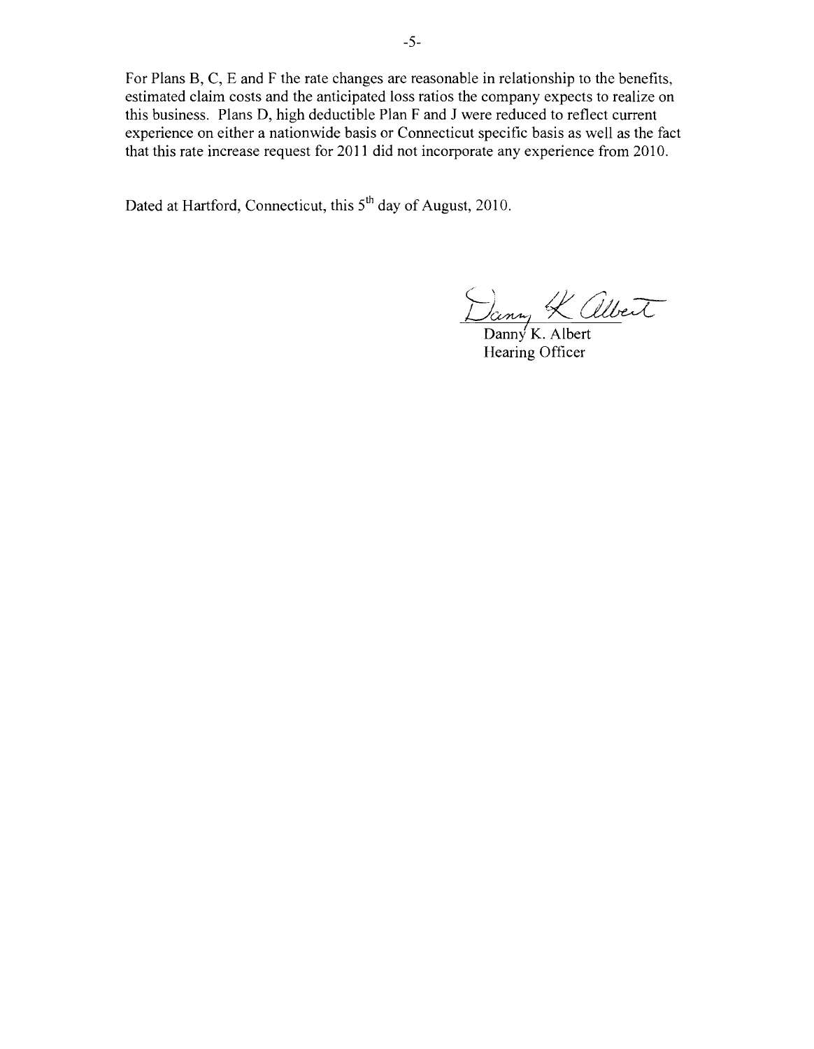For Plans B, C, E and F the rate changes are reasonable in relationship to the benefits, estimated claim costs and the anticipated loss ratios the company expects to realize on this business. Plans D, high deductible Plan F and J were reduced to reflect current experience on either a nationwide basis or Connecticut specific basis as well as the fact that this rate increase request for 2011 did not incorporate any experience from 2010.

Dated at Hartford, Connecticut, this 5th day of August, 2010.

Danny K. Albert

Danny K. Albert
Hearing Officer